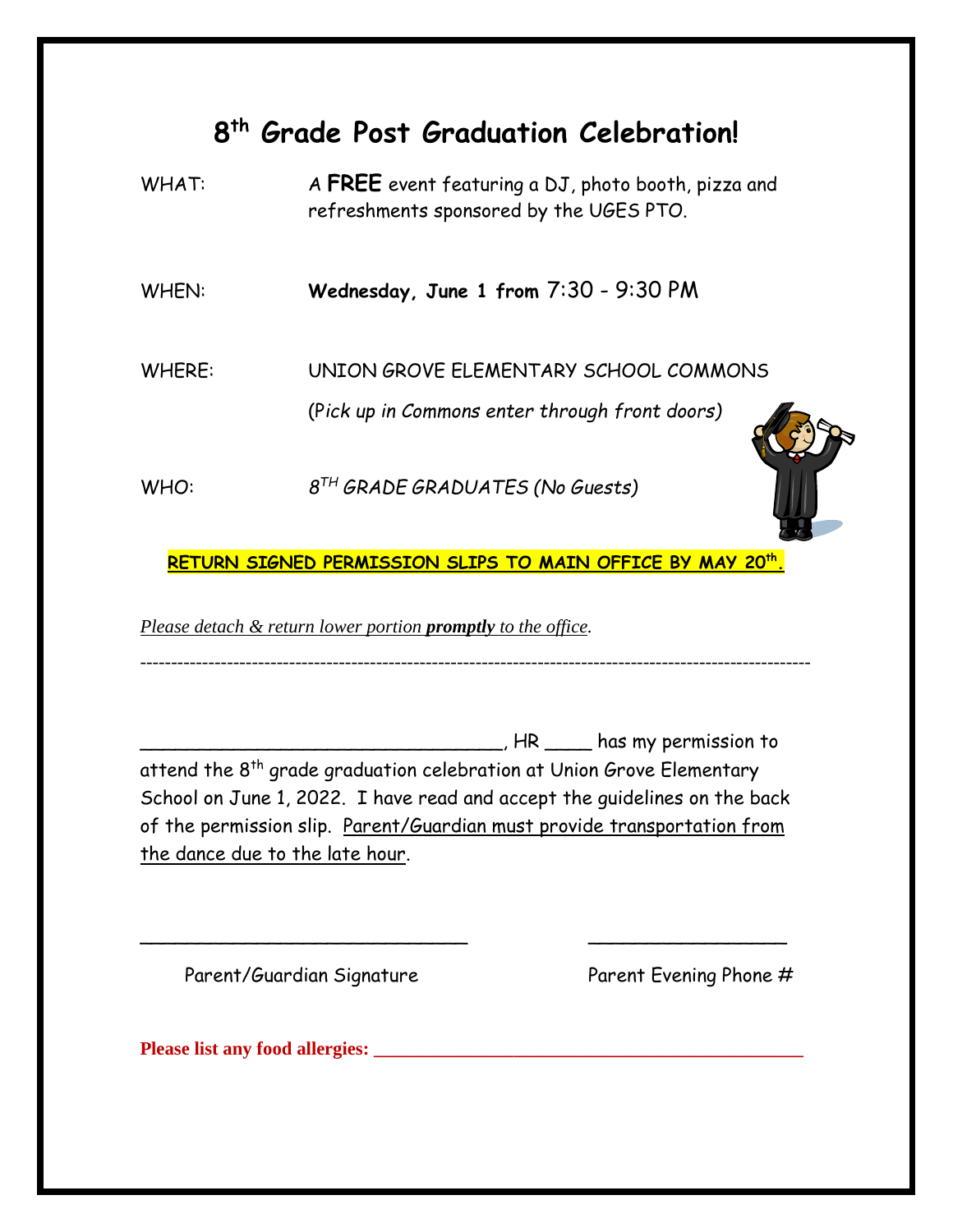# 8th Grade Post Graduation Celebration!

| | |
|---|---|
| WHAT: | A **FREE** event featuring a DJ, photo booth, pizza and refreshments sponsored by the UGES PTO. |
| WHEN: | **Wednesday, June 1 from** 7:30 - 9:30 PM |
| WHERE: | UNION GROVE ELEMENTARY SCHOOL COMMONS<br>(*Pick up in Commons enter through front doors)* |
| WHO: | *8TH GRADE GRADUATES (No Guests)* |

**RETURN SIGNED PERMISSION SLIPS TO MAIN OFFICE BY MAY 20th.**

*Please detach & return lower portion **promptly** to the office.*

---

_________________________________, HR ____ has my permission to attend the 8th grade graduation celebration at Union Grove Elementary School on June 1, 2022. I have read and accept the guidelines on the back of the permission slip. Parent/Guardian must provide transportation from the dance due to the late hour.

______________________________ Parent/Guardian Signature

__________________ Parent Evening Phone #

**Please list any food allergies: _______________________________________________**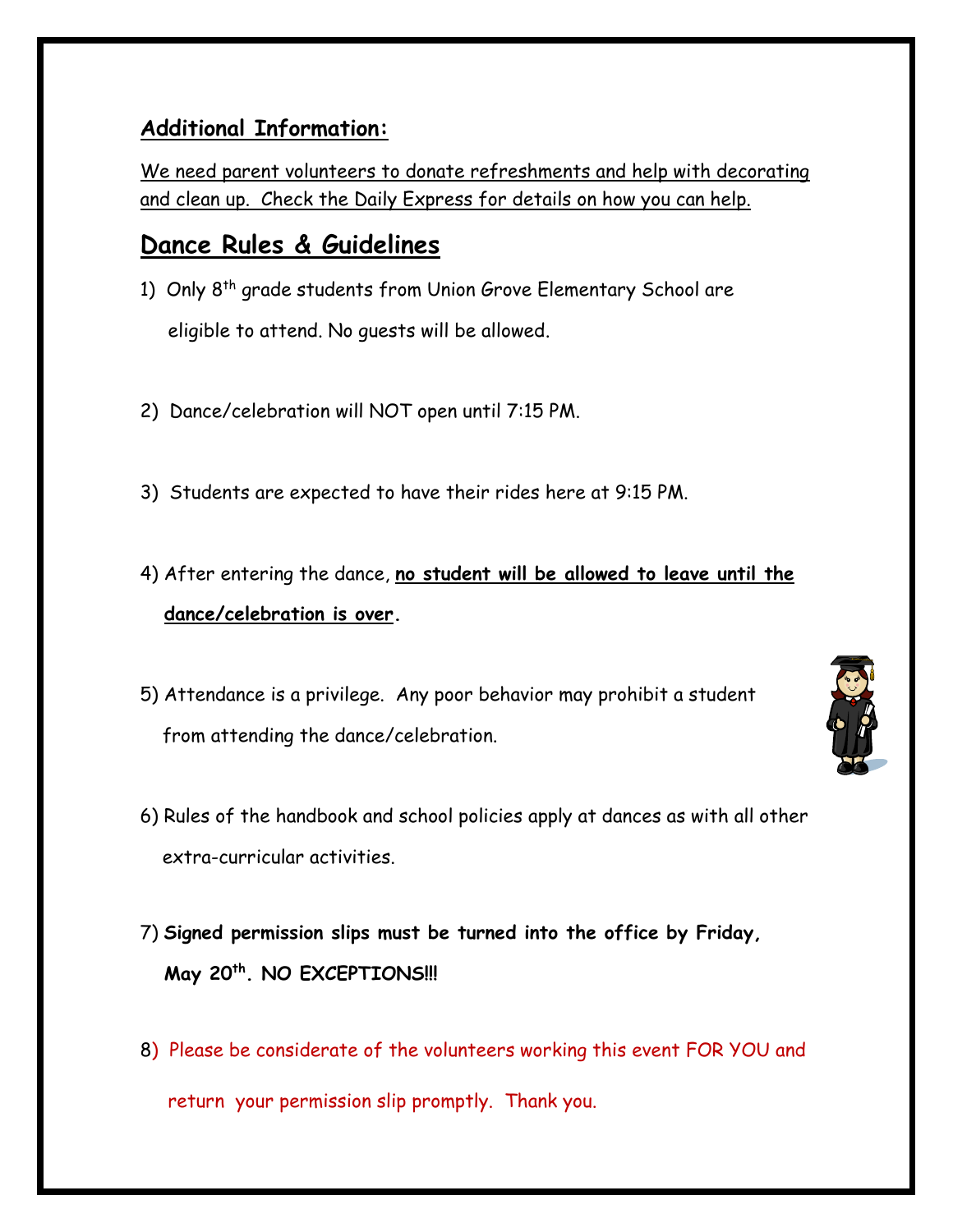**Additional Information:**

We need parent volunteers to donate refreshments and help with decorating and clean up. Check the Daily Express for details on how you can help.

## Dance Rules & Guidelines

1) Only 8th grade students from Union Grove Elementary School are eligible to attend. No guests will be allowed.

2) Dance/celebration will NOT open until 7:15 PM.

3) Students are expected to have their rides here at 9:15 PM.

4) After entering the dance, **no student will be allowed to leave until the dance/celebration is over.**

5) Attendance is a privilege. Any poor behavior may prohibit a student from attending the dance/celebration.

6) Rules of the handbook and school policies apply at dances as with all other extra-curricular activities.

7) **Signed permission slips must be turned into the office by Friday, May 20th. NO EXCEPTIONS!!!**

8) Please be considerate of the volunteers working this event FOR YOU and return your permission slip promptly. Thank you.